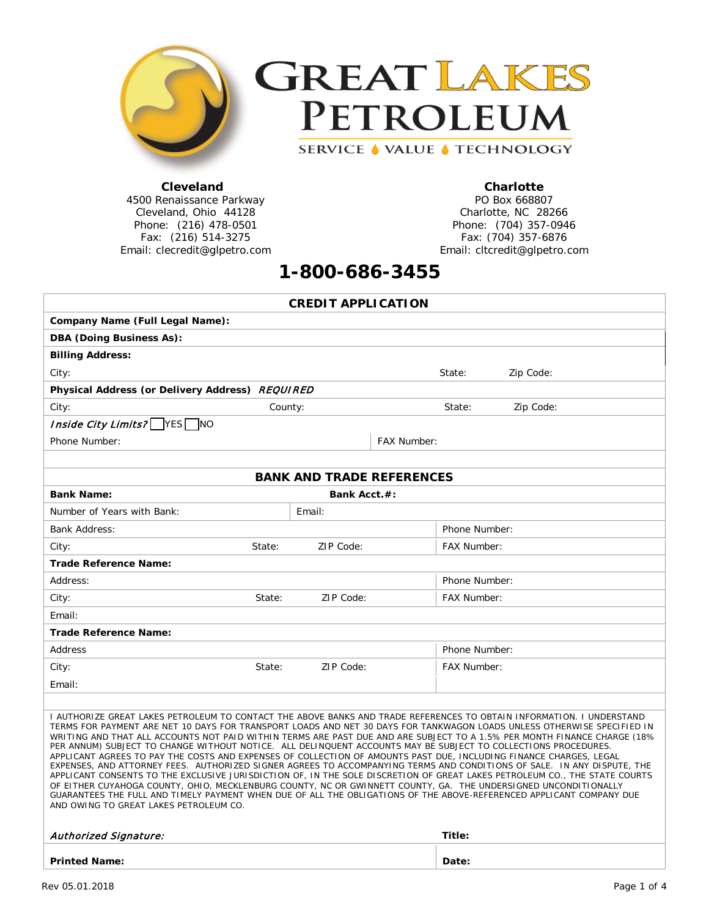# GREAT LAKES PETROLEUM

SERVICE • VALUE • TECHNOLOGY

**Cleveland**
4500 Renaissance Parkway
Cleveland, Ohio 44128
Phone: (216) 478-0501
Fax: (216) 514-3275
Email: clecredit@glpetro.com

**Charlotte**
PO Box 668807
Charlotte, NC 28266
Phone: (704) 357-0946
Fax: (704) 357-6876
Email: cltcredit@glpetro.com

## 1-800-686-3455

### CREDIT APPLICATION

| | | | |
|---|---|---|---|
| **Company Name (Full Legal Name):** | | | |
| **DBA (Doing Business As):** | | | |
| **Billing Address:** | | | |
| City: | | State: | Zip Code: |
| **Physical Address (or Delivery Address)** ***REQUIRED*** | | | |
| City: | County: | State: | Zip Code: |
| *Inside City Limits?* ☐ YES ☐ NO | | | |
| Phone Number: | | FAX Number: | |

### BANK AND TRADE REFERENCES

| | | | |
|---|---|---|---|
| **Bank Name:** | | **Bank Acct.#:** | |
| Number of Years with Bank: | Email: | | |
| Bank Address: | | | Phone Number: |
| City: | State: | ZIP Code: | FAX Number: |
| **Trade Reference Name:** | | | |
| Address: | | | Phone Number: |
| City: | State: | ZIP Code: | FAX Number: |
| Email: | | | |
| **Trade Reference Name:** | | | |
| Address | | | Phone Number: |
| City: | State: | ZIP Code: | FAX Number: |
| Email: | | | |

I AUTHORIZE GREAT LAKES PETROLEUM TO CONTACT THE ABOVE BANKS AND TRADE REFERENCES TO OBTAIN INFORMATION. I UNDERSTAND TERMS FOR PAYMENT ARE NET 10 DAYS FOR TRANSPORT LOADS AND NET 30 DAYS FOR TANKWAGON LOADS UNLESS OTHERWISE SPECIFIED IN WRITING AND THAT ALL ACCOUNTS NOT PAID WITHIN TERMS ARE PAST DUE AND ARE SUBJECT TO A 1.5% PER MONTH FINANCE CHARGE (18% PER ANNUM) SUBJECT TO CHANGE WITHOUT NOTICE. ALL DELINQUENT ACCOUNTS MAY BE SUBJECT TO COLLECTIONS PROCEDURES. APPLICANT AGREES TO PAY THE COSTS AND EXPENSES OF COLLECTION OF AMOUNTS PAST DUE, INCLUDING FINANCE CHARGES, LEGAL EXPENSES, AND ATTORNEY FEES. AUTHORIZED SIGNER AGREES TO ACCOMPANYING TERMS AND CONDITIONS OF SALE. IN ANY DISPUTE, THE APPLICANT CONSENTS TO THE EXCLUSIVE JURISDICTION OF, IN THE SOLE DISCRETION OF GREAT LAKES PETROLEUM CO., THE STATE COURTS OF EITHER CUYAHOGA COUNTY, OHIO, MECKLENBURG COUNTY, NC OR GWINNETT COUNTY, GA. THE UNDERSIGNED UNCONDITIONALLY GUARANTEES THE FULL AND TIMELY PAYMENT WHEN DUE OF ALL THE OBLIGATIONS OF THE ABOVE-REFERENCED APPLICANT COMPANY DUE AND OWING TO GREAT LAKES PETROLEUM CO.

| | |
|---|---|
| ***Authorized Signature:*** | **Title:** |
| **Printed Name:** | **Date:** |

Rev 05.01.2018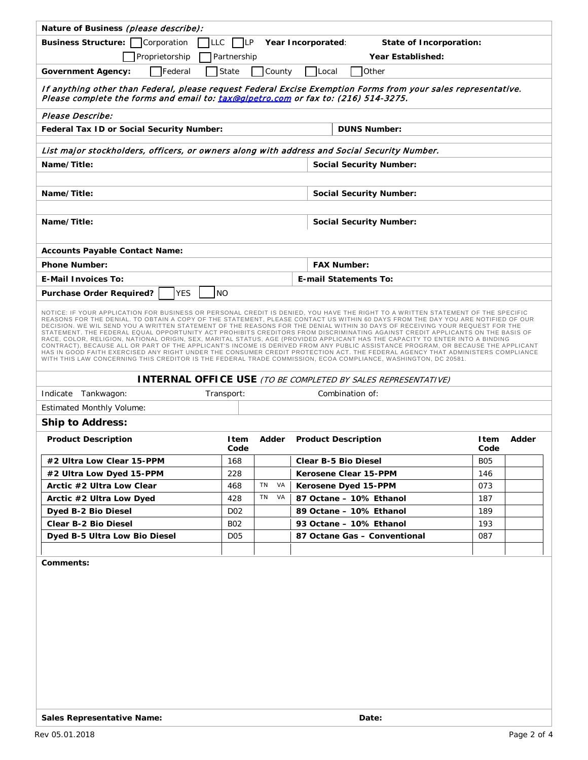**Nature of Business** *(please describe)*:

**Business Structure:** ☐ Corporation ☐ LLC ☐ LP **Year Incorporated**: **State of Incorporation:**

☐ Proprietorship ☐ Partnership **Year Established:**

**Government Agency:** ☐ Federal ☐ State ☐ County ☐ Local ☐ Other

*If anything other than Federal, please request Federal Excise Exemption Forms from your sales representative. Please complete the forms and email to: [tax@glpetro.com](mailto:tax@glpetro.com) or fax to: (216) 514-3275.*

*Please Describe:*

**Federal Tax ID or Social Security Number:** **DUNS Number:**

*List major stockholders, officers, or owners along with address and Social Security Number.*

| **Name/Title:** | **Social Security Number:** |
|---|---|
| | |
| **Name/Title:** | **Social Security Number:** |
| | |
| **Name/Title:** | **Social Security Number:** |

**Accounts Payable Contact Name:**

**Phone Number:** **FAX Number:**

**E-Mail Invoices To:** **E-mail Statements To:**

**Purchase Order Required?** ☐ YES ☐ NO

NOTICE: IF YOUR APPLICATION FOR BUSINESS OR PERSONAL CREDIT IS DENIED, YOU HAVE THE RIGHT TO A WRITTEN STATEMENT OF THE SPECIFIC REASONS FOR THE DENIAL. TO OBTAIN A COPY OF THE STATEMENT, PLEASE CONTACT US WITHIN 60 DAYS FROM THE DAY YOU ARE NOTIFIED OF OUR DECISION. WE WIL SEND YOU A WRITTEN STATEMENT OF THE REASONS FOR THE DENIAL WITHIN 30 DAYS OF RECEIVING YOUR REQUEST FOR THE STATEMENT. THE FEDERAL EQUAL OPPORTUNITY ACT PROHIBITS CREDITORS FROM DISCRIMINATING AGAINST CREDIT APPLICANTS ON THE BASIS OF RACE, COLOR, RELIGION, NATIONAL ORIGIN, SEX, MARITAL STATUS, AGE (PROVIDED APPLICANT HAS THE CAPACITY TO ENTER INTO A BINDING CONTRACT), BECAUSE ALL OR PART OF THE APPLICANT'S INCOME IS DERIVED FROM ANY PUBLIC ASSISTANCE PROGRAM, OR BECAUSE THE APPLICANT HAS IN GOOD FAITH EXERCISED ANY RIGHT UNDER THE CONSUMER CREDIT PROTECTION ACT. THE FEDERAL AGENCY THAT ADMINISTERS COMPLIANCE WITH THIS LAW CONCERNING THIS CREDITOR IS THE FEDERAL TRADE COMMISSION, ECOA COMPLIANCE, WASHINGTON, DC 20581.

## INTERNAL OFFICE USE *(TO BE COMPLETED BY SALES REPRESENTATIVE)*

Indicate Tankwagon: Transport: Combination of:

Estimated Monthly Volume:

**Ship to Address:**

| Product Description | Item Code | Adder | Product Description | Item Code | Adder |
|---|---|---|---|---|---|
| #2 Ultra Low Clear 15-PPM | 168 | | Clear B-5 Bio Diesel | B05 | |
| #2 Ultra Low Dyed 15-PPM | 228 | | Kerosene Clear 15-PPM | 146 | |
| Arctic #2 Ultra Low Clear | 468 | TN VA | Kerosene Dyed 15-PPM | 073 | |
| Arctic #2 Ultra Low Dyed | 428 | TN VA | 87 Octane – 10% Ethanol | 187 | |
| Dyed B-2 Bio Diesel | D02 | | 89 Octane – 10% Ethanol | 189 | |
| Clear B-2 Bio Diesel | B02 | | 93 Octane – 10% Ethanol | 193 | |
| Dyed B-5 Ultra Low Bio Diesel | D05 | | 87 Octane Gas – Conventional | 087 | |
| | | | | | |

**Comments:**

**Sales Representative Name:** **Date:**

Rev 05.01.2018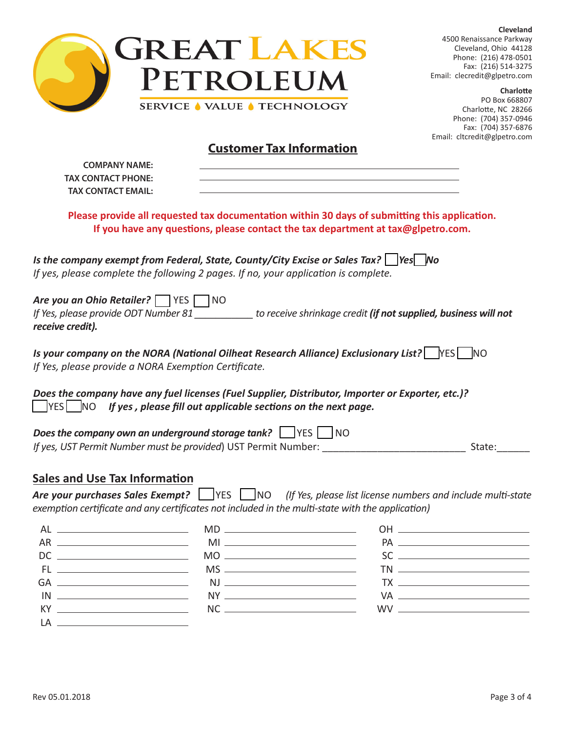# Great Lakes Petroleum

SERVICE • VALUE • TECHNOLOGY

**Cleveland**
4500 Renaissance Parkway
Cleveland, Ohio 44128
Phone: (216) 478-0501
Fax: (216) 514-3275
Email: clecredit@glpetro.com

**Charlotte**
PO Box 668807
Charlotte, NC 28266
Phone: (704) 357-0946
Fax: (704) 357-6876
Email: cltcredit@glpetro.com

## Customer Tax Information

**COMPANY NAME:** ______________________________

**TAX CONTACT PHONE:** ______________________________

**TAX CONTACT EMAIL:** ______________________________

**Please provide all requested tax documentation within 30 days of submitting this application.**
**If you have any questions, please contact the tax department at tax@glpetro.com.**

***Is the company exempt from Federal, State, County/City Excise or Sales Tax?*** ☐ ***Yes*** ☐ ***No***
*If yes, please complete the following 2 pages. If no, your application is complete.*

***Are you an Ohio Retailer?*** ☐ YES ☐ NO
*If Yes, please provide ODT Number 81* __________ *to receive shrinkage credit* ***(if not supplied, business will not receive credit).***

***Is your company on the NORA (National Oilheat Research Alliance) Exclusionary List?*** ☐ YES ☐ NO
*If Yes, please provide a NORA Exemption Certificate.*

***Does the company have any fuel licenses (Fuel Supplier, Distributor, Importer or Exporter, etc.)?***
☐ YES ☐ NO ***If yes , please fill out applicable sections on the next page.***

***Does the company own an underground storage tank?*** ☐ YES ☐ NO
*If yes, UST Permit Number must be provided*) UST Permit Number: ________________________ State:______

## Sales and Use Tax Information

***Are your purchases Sales Exempt?*** ☐ YES ☐ NO *(If Yes, please list license numbers and include multi-state exemption certificate and any certificates not included in the multi-state with the application)*

| | | | | | |
|---|---|---|---|---|---|
| AL | ________ | MD | ________ | OH | ________ |
| AR | ________ | MI | ________ | PA | ________ |
| DC | ________ | MO | ________ | SC | ________ |
| FL | ________ | MS | ________ | TN | ________ |
| GA | ________ | NJ | ________ | TX | ________ |
| IN | ________ | NY | ________ | VA | ________ |
| KY | ________ | NC | ________ | WV | ________ |
| LA | ________ | | | | |

Rev 05.01.2018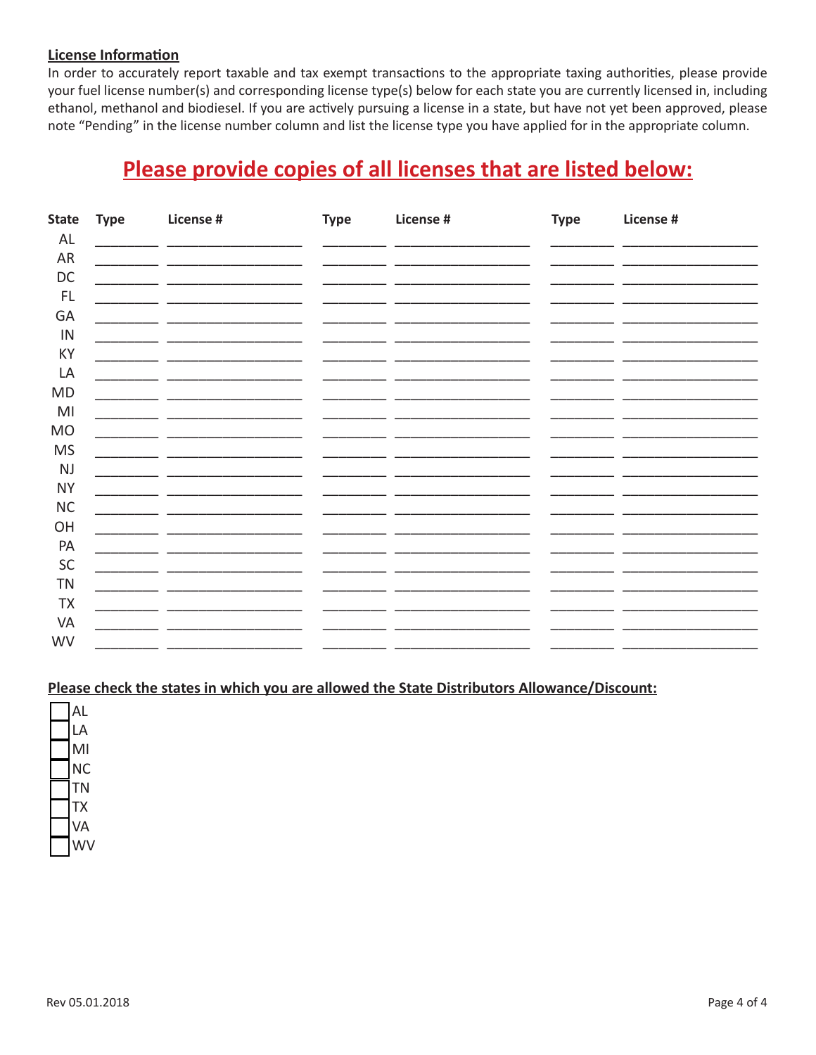## License Information

In order to accurately report taxable and tax exempt transactions to the appropriate taxing authorities, please provide your fuel license number(s) and corresponding license type(s) below for each state you are currently licensed in, including ethanol, methanol and biodiesel. If you are actively pursuing a license in a state, but have not yet been approved, please note "Pending" in the license number column and list the license type you have applied for in the appropriate column.

## **Please provide copies of all licenses that are listed below:**

| State | Type | License # | Type | License # | Type | License # |
|---|---|---|---|---|---|---|
| AL | | | | | | |
| AR | | | | | | |
| DC | | | | | | |
| FL | | | | | | |
| GA | | | | | | |
| IN | | | | | | |
| KY | | | | | | |
| LA | | | | | | |
| MD | | | | | | |
| MI | | | | | | |
| MO | | | | | | |
| MS | | | | | | |
| NJ | | | | | | |
| NY | | | | | | |
| NC | | | | | | |
| OH | | | | | | |
| PA | | | | | | |
| SC | | | | | | |
| TN | | | | | | |
| TX | | | | | | |
| VA | | | | | | |
| WV | | | | | | |

**Please check the states in which you are allowed the State Distributors Allowance/Discount:**

- ☐ AL
- ☐ LA
- ☐ MI
- ☐ NC
- ☐ TN
- ☐ TX
- ☐ VA
- ☐ WV

Rev 05.01.2018